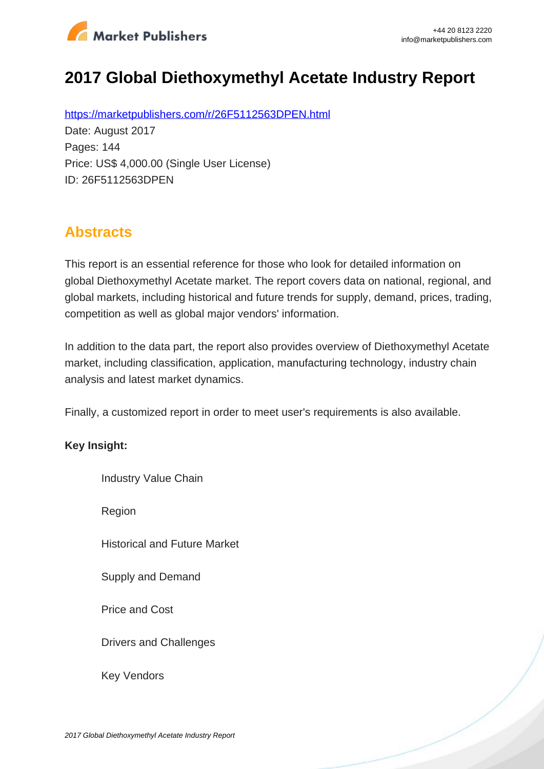# 2017 Global Diethoxymethyl Acetate Industry Report

https://marketpublishers.com/r/26F5112563DPEN.html

Date: August 2017

Pages: 144

Price: US$ 4,000.00 (Single User License)

ID: 26F5112563DPEN

## Abstracts

This report is an essential reference for those who look for detailed information on global Diethoxymethyl Acetate market. The report covers data on national, regional, and global markets, including historical and future trends for supply, demand, prices, trading, competition as well as global major vendors' information.

In addition to the data part, the report also provides overview of Diethoxymethyl Acetate market, including classification, application, manufacturing technology, industry chain analysis and latest market dynamics.

Finally, a customized report in order to meet user's requirements is also available.

**Key Insight:**

- Industry Value Chain
- Region
- Historical and Future Market
- Supply and Demand
- Price and Cost
- Drivers and Challenges
- Key Vendors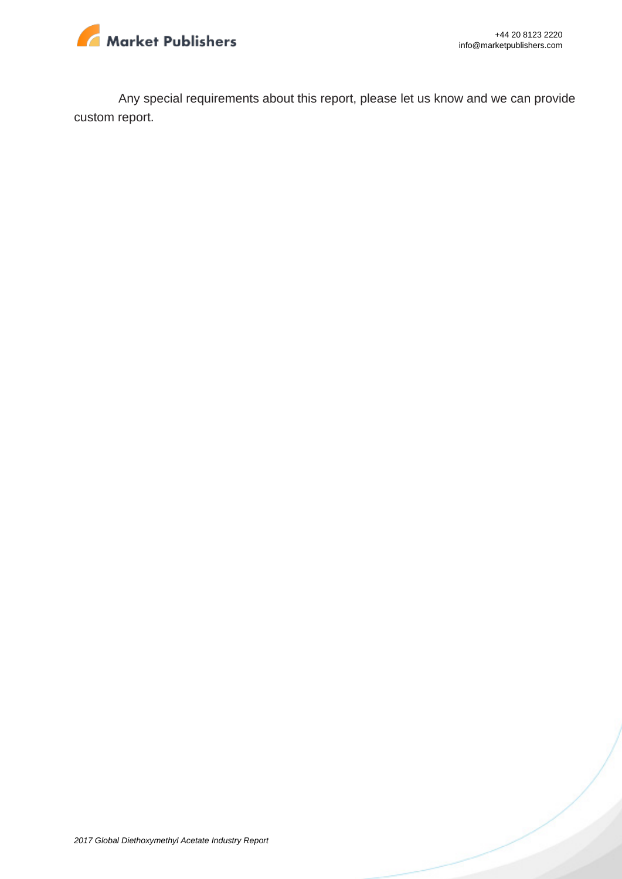Any special requirements about this report, please let us know and we can provide custom report.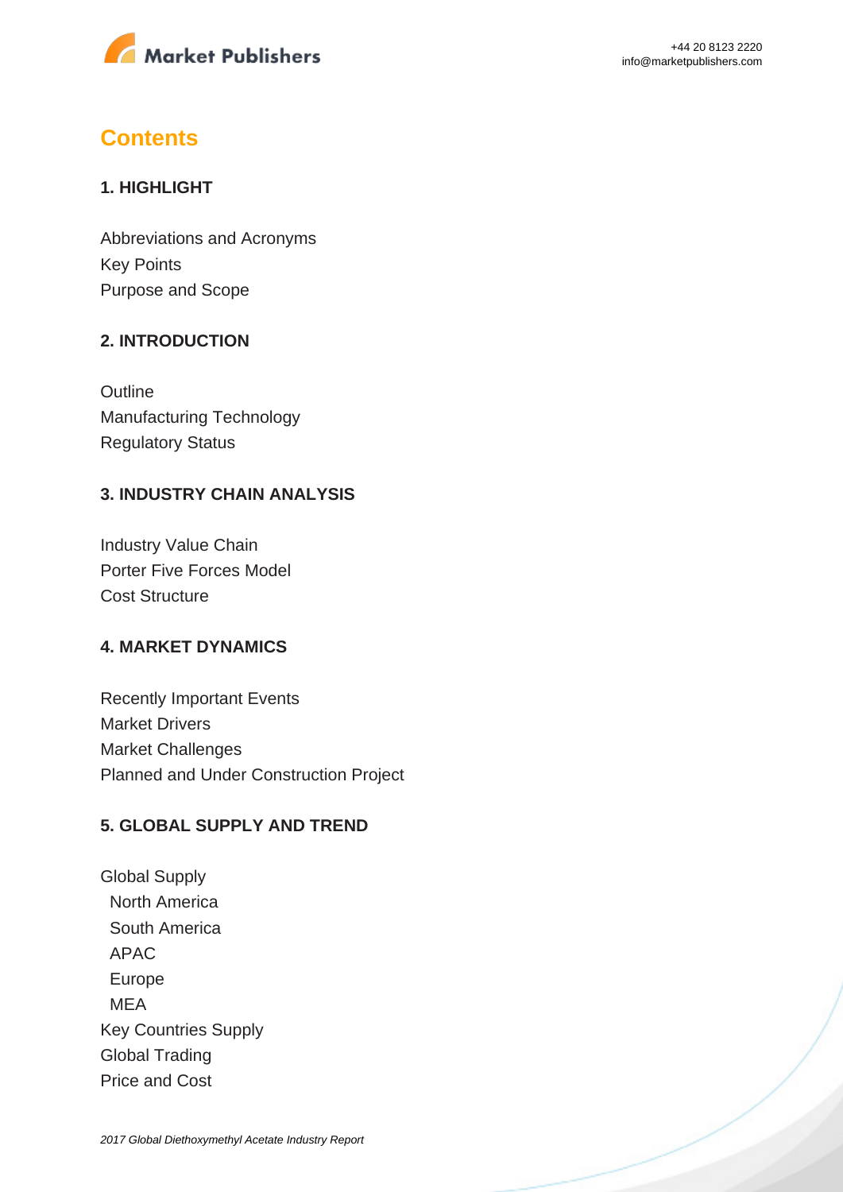# Contents

## 1. HIGHLIGHT

Abbreviations and Acronyms
Key Points
Purpose and Scope

## 2. INTRODUCTION

Outline
Manufacturing Technology
Regulatory Status

## 3. INDUSTRY CHAIN ANALYSIS

Industry Value Chain
Porter Five Forces Model
Cost Structure

## 4. MARKET DYNAMICS

Recently Important Events
Market Drivers
Market Challenges
Planned and Under Construction Project

## 5. GLOBAL SUPPLY AND TREND

Global Supply
- North America
- South America
- APAC
- Europe
- MEA

Key Countries Supply
Global Trading
Price and Cost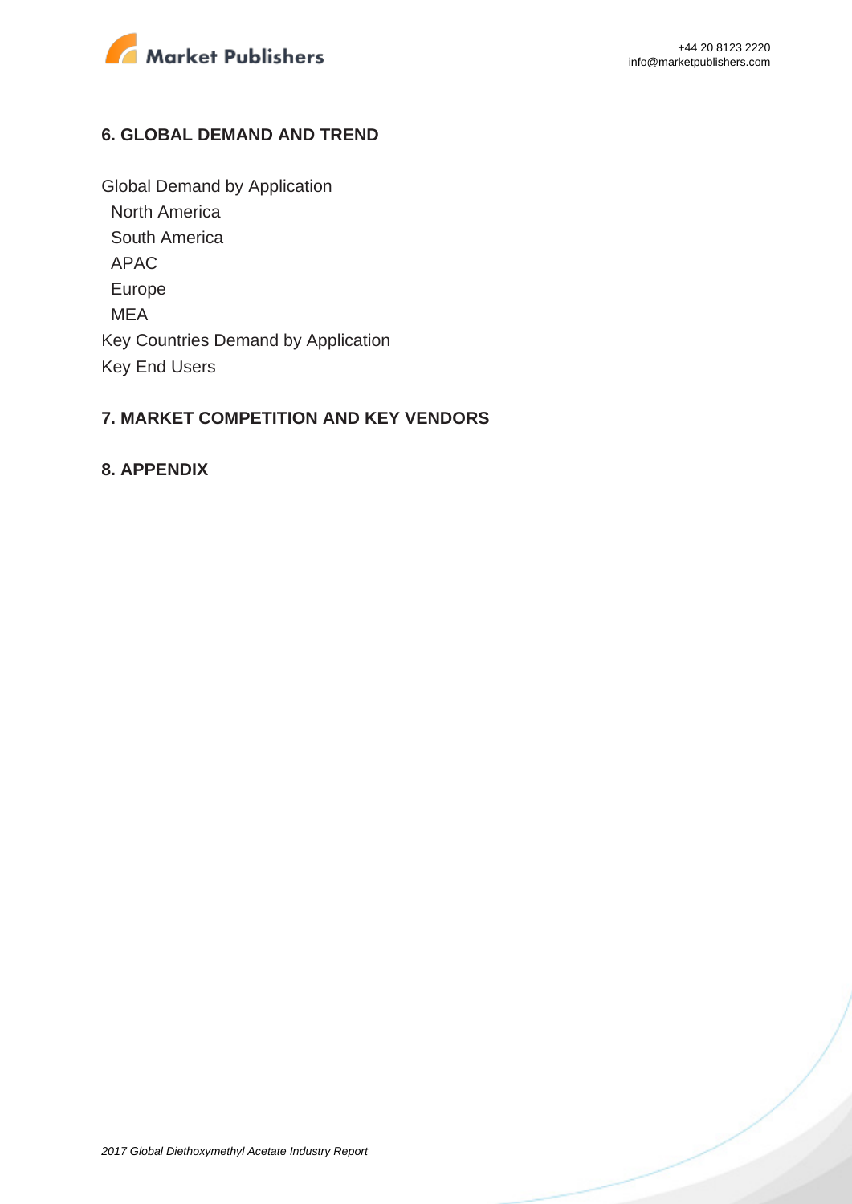## 6. GLOBAL DEMAND AND TREND

Global Demand by Application

- North America
- South America
- APAC
- Europe
- MEA

Key Countries Demand by Application

Key End Users

## 7. MARKET COMPETITION AND KEY VENDORS

## 8. APPENDIX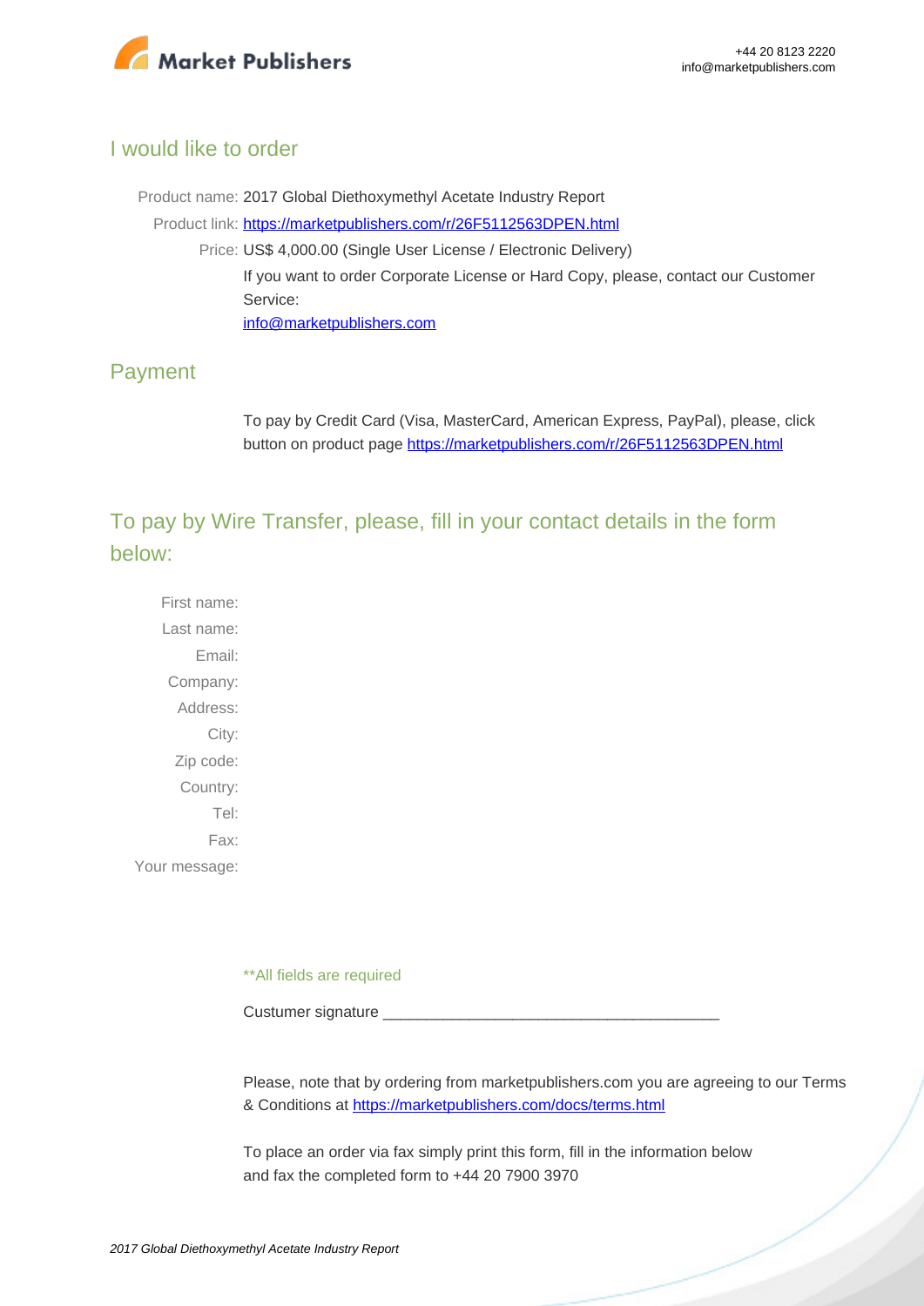## I would like to order

Product name: 2017 Global Diethoxymethyl Acetate Industry Report

Product link: [https://marketpublishers.com/r/26F5112563DPEN.html](https://marketpublishers.com/r/26F5112563DPEN.html)

Price: US$ 4,000.00 (Single User License / Electronic Delivery)

If you want to order Corporate License or Hard Copy, please, contact our Customer Service:

[info@marketpublishers.com](mailto:info@marketpublishers.com)

## Payment

To pay by Credit Card (Visa, MasterCard, American Express, PayPal), please, click button on product page [https://marketpublishers.com/r/26F5112563DPEN.html](https://marketpublishers.com/r/26F5112563DPEN.html)

## To pay by Wire Transfer, please, fill in your contact details in the form below:

First name:

Last name:

Email:

Company:

Address:

City:

Zip code:

Country:

Tel:

Fax:

Your message:

**All fields are required

Custumer signature _______________________________________

Please, note that by ordering from marketpublishers.com you are agreeing to our Terms & Conditions at [https://marketpublishers.com/docs/terms.html](https://marketpublishers.com/docs/terms.html)

To place an order via fax simply print this form, fill in the information below and fax the completed form to +44 20 7900 3970